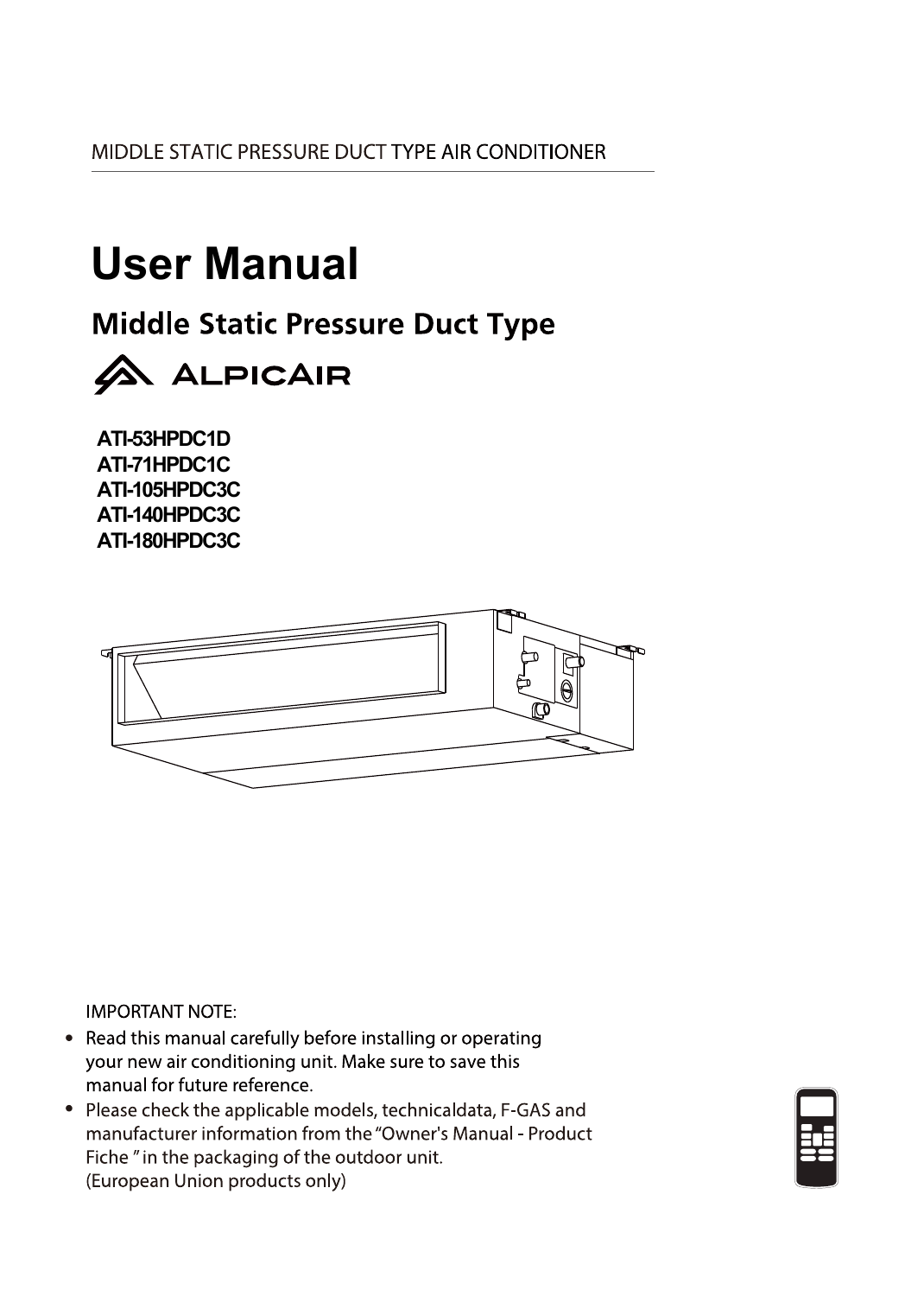MIDDLE STATIC PRESSURE DUCT TYPE AIR CONDITIONER

# User Manual

## Middle Static Pressure Duct Type

ALPICAIR

**ATI-53HPDC1D**
**ATI-71HPDC1C**
**ATI-105HPDC3C**
**ATI-140HPDC3C**
**ATI-180HPDC3C**

IMPORTANT NOTE:

- Read this manual carefully before installing or operating your new air conditioning unit. Make sure to save this manual for future reference.
- Please check the applicable models, technicaldata, F-GAS and manufacturer information from the "Owner's Manual - Product Fiche " in the packaging of the outdoor unit. (European Union products only)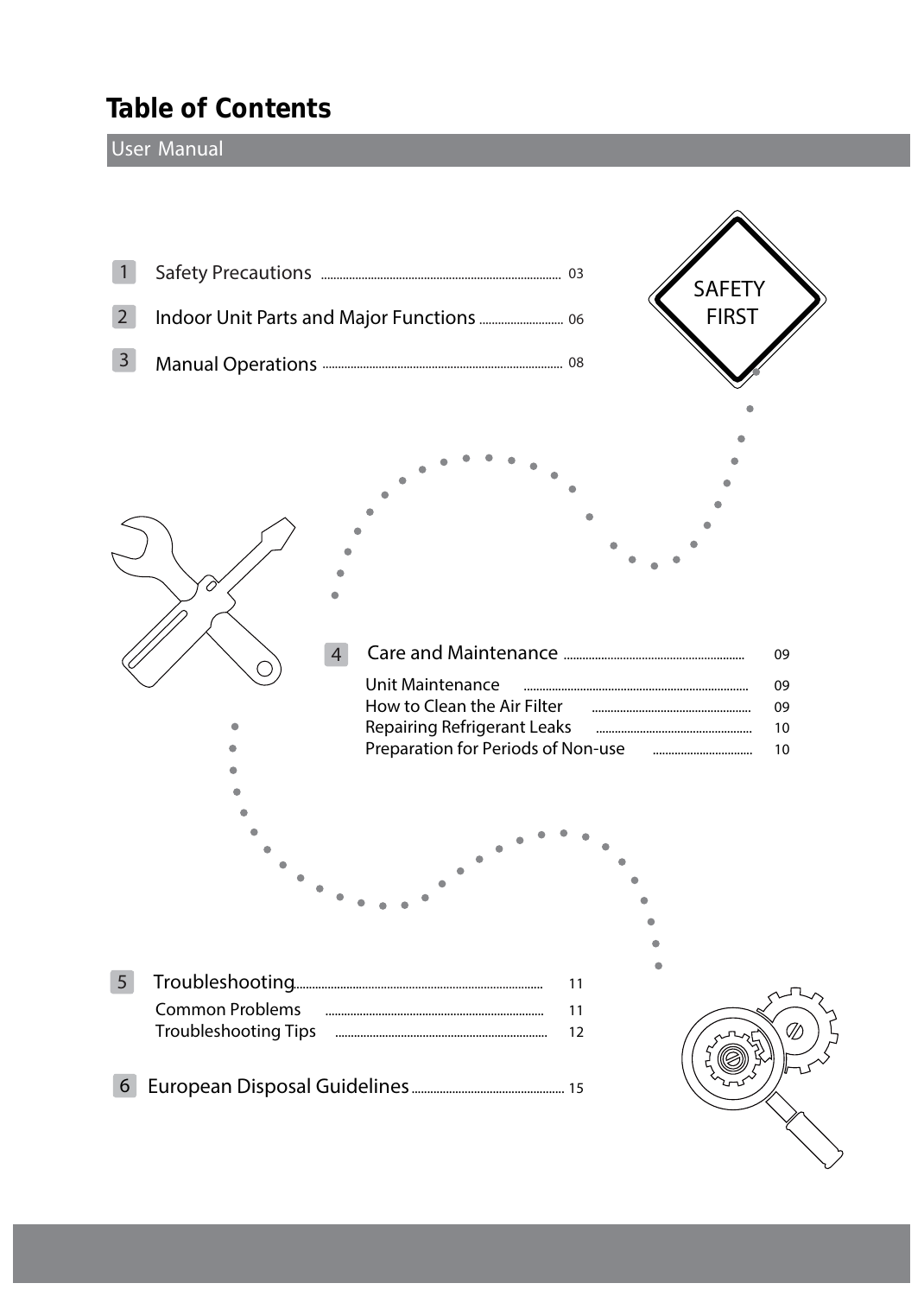# Table of Contents

User Manual

SAFETY FIRST

1 Safety Precautions ........ 03

2 Indoor Unit Parts and Major Functions ........ 06

3 Manual Operations ........ 08

4 Care and Maintenance ........ 09

- Unit Maintenance ........ 09
- How to Clean the Air Filter ........ 09
- Repairing Refrigerant Leaks ........ 10
- Preparation for Periods of Non-use ........ 10

5 Troubleshooting ........ 11

- Common Problems ........ 11
- Troubleshooting Tips ........ 12

6 European Disposal Guidelines ........ 15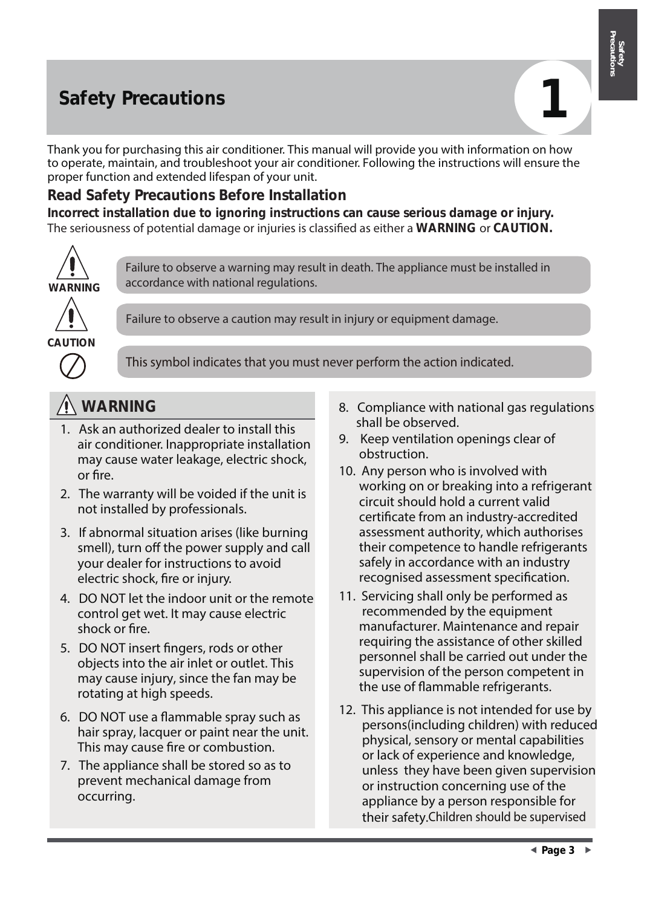# Safety Precautions

Thank you for purchasing this air conditioner. This manual will provide you with information on how to operate, maintain, and troubleshoot your air conditioner. Following the instructions will ensure the proper function and extended lifespan of your unit.

## Read Safety Precautions Before Installation

**Incorrect installation due to ignoring instructions can cause serious damage or injury.**

The seriousness of potential damage or injuries is classified as either a **WARNING** or **CAUTION.**

**WARNING** — Failure to observe a warning may result in death. The appliance must be installed in accordance with national regulations.

**CAUTION** — Failure to observe a caution may result in injury or equipment damage.

This symbol indicates that you must never perform the action indicated.

## WARNING

1. Ask an authorized dealer to install this air conditioner. Inappropriate installation may cause water leakage, electric shock, or fire.
2. The warranty will be voided if the unit is not installed by professionals.
3. If abnormal situation arises (like burning smell), turn off the power supply and call your dealer for instructions to avoid electric shock, fire or injury.
4. DO NOT let the indoor unit or the remote control get wet. It may cause electric shock or fire.
5. DO NOT insert fingers, rods or other objects into the air inlet or outlet. This may cause injury, since the fan may be rotating at high speeds.
6. DO NOT use a flammable spray such as hair spray, lacquer or paint near the unit. This may cause fire or combustion.
7. The appliance shall be stored so as to prevent mechanical damage from occurring.
8. Compliance with national gas regulations shall be observed.
9. Keep ventilation openings clear of obstruction.
10. Any person who is involved with working on or breaking into a refrigerant circuit should hold a current valid certificate from an industry-accredited assessment authority, which authorises their competence to handle refrigerants safely in accordance with an industry recognised assessment specification.
11. Servicing shall only be performed as recommended by the equipment manufacturer. Maintenance and repair requiring the assistance of other skilled personnel shall be carried out under the supervision of the person competent in the use of flammable refrigerants.
12. This appliance is not intended for use by persons(including children) with reduced physical, sensory or mental capabilities or lack of experience and knowledge, unless they have been given supervision or instruction concerning use of the appliance by a person responsible for their safety.Children should be supervised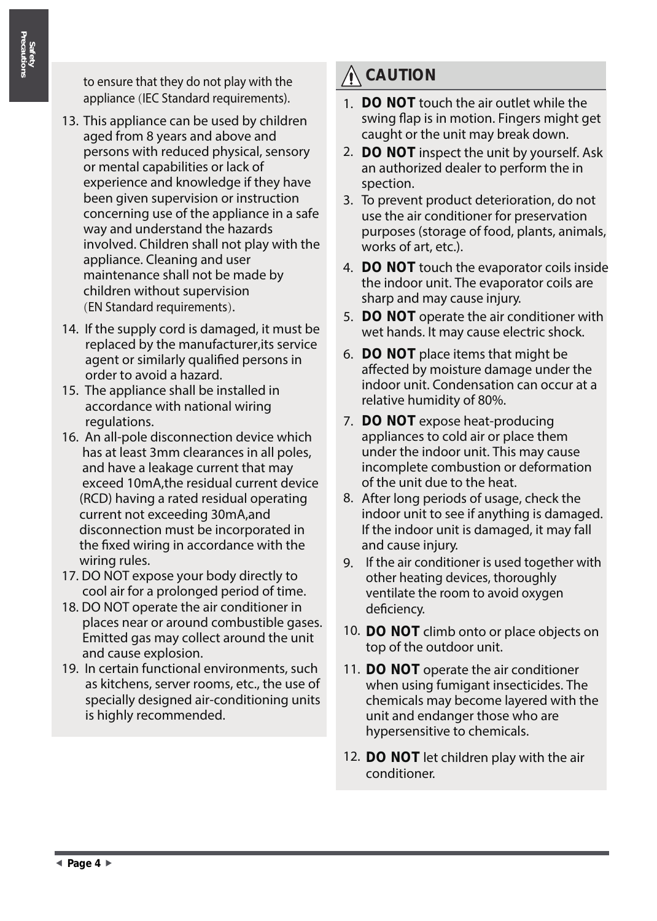to ensure that they do not play with the appliance (IEC Standard requirements).

13. This appliance can be used by children aged from 8 years and above and persons with reduced physical, sensory or mental capabilities or lack of experience and knowledge if they have been given supervision or instruction concerning use of the appliance in a safe way and understand the hazards involved. Children shall not play with the appliance. Cleaning and user maintenance shall not be made by children without supervision (EN Standard requirements).
14. If the supply cord is damaged, it must be replaced by the manufacturer,its service agent or similarly qualified persons in order to avoid a hazard.
15. The appliance shall be installed in accordance with national wiring regulations.
16. An all-pole disconnection device which has at least 3mm clearances in all poles, and have a leakage current that may exceed 10mA,the residual current device (RCD) having a rated residual operating current not exceeding 30mA,and disconnection must be incorporated in the fixed wiring in accordance with the wiring rules.
17. DO NOT expose your body directly to cool air for a prolonged period of time.
18. DO NOT operate the air conditioner in places near or around combustible gases. Emitted gas may collect around the unit and cause explosion.
19. In certain functional environments, such as kitchens, server rooms, etc., the use of specially designed air-conditioning units is highly recommended.

## ⚠ CAUTION

1. **DO NOT** touch the air outlet while the swing flap is in motion. Fingers might get caught or the unit may break down.
2. **DO NOT** inspect the unit by yourself. Ask an authorized dealer to perform the in spection.
3. To prevent product deterioration, do not use the air conditioner for preservation purposes (storage of food, plants, animals, works of art, etc.).
4. **DO NOT** touch the evaporator coils inside the indoor unit. The evaporator coils are sharp and may cause injury.
5. **DO NOT** operate the air conditioner with wet hands. It may cause electric shock.
6. **DO NOT** place items that might be affected by moisture damage under the indoor unit. Condensation can occur at a relative humidity of 80%.
7. **DO NOT** expose heat-producing appliances to cold air or place them under the indoor unit. This may cause incomplete combustion or deformation of the unit due to the heat.
8. After long periods of usage, check the indoor unit to see if anything is damaged. If the indoor unit is damaged, it may fall and cause injury.
9. If the air conditioner is used together with other heating devices, thoroughly ventilate the room to avoid oxygen deficiency.
10. **DO NOT** climb onto or place objects on top of the outdoor unit.
11. **DO NOT** operate the air conditioner when using fumigant insecticides. The chemicals may become layered with the unit and endanger those who are hypersensitive to chemicals.
12. **DO NOT** let children play with the air conditioner.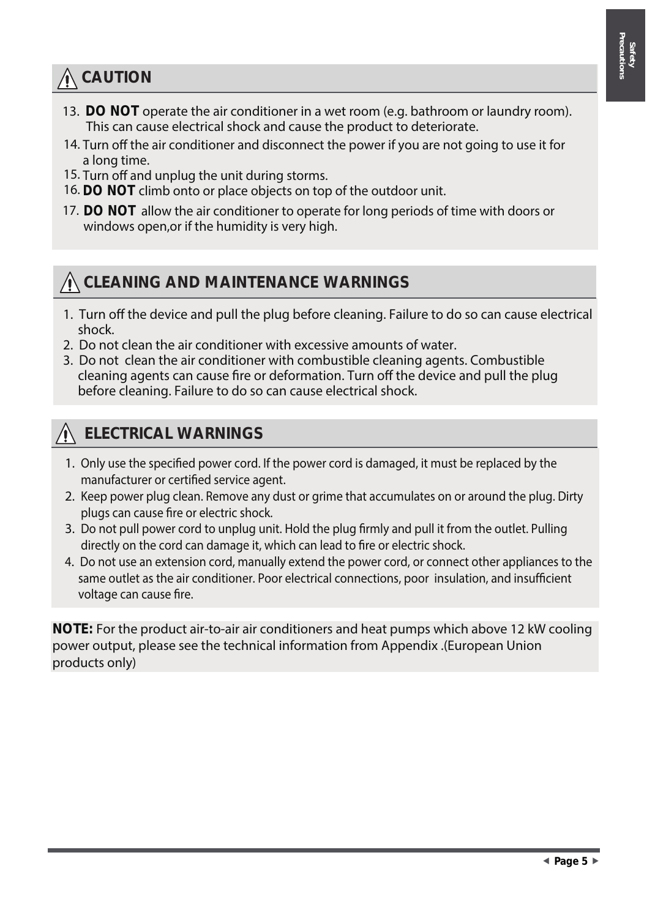## ⚠ CAUTION

13. **DO NOT** operate the air conditioner in a wet room (e.g. bathroom or laundry room). This can cause electrical shock and cause the product to deteriorate.
14. Turn off the air conditioner and disconnect the power if you are not going to use it for a long time.
15. Turn off and unplug the unit during storms.
16. **DO NOT** climb onto or place objects on top of the outdoor unit.
17. **DO NOT** allow the air conditioner to operate for long periods of time with doors or windows open,or if the humidity is very high.

## ⚠ CLEANING AND MAINTENANCE WARNINGS

1. Turn off the device and pull the plug before cleaning. Failure to do so can cause electrical shock.
2. Do not clean the air conditioner with excessive amounts of water.
3. Do not clean the air conditioner with combustible cleaning agents. Combustible cleaning agents can cause fire or deformation. Turn off the device and pull the plug before cleaning. Failure to do so can cause electrical shock.

## ⚠ ELECTRICAL WARNINGS

1. Only use the specified power cord. If the power cord is damaged, it must be replaced by the manufacturer or certified service agent.
2. Keep power plug clean. Remove any dust or grime that accumulates on or around the plug. Dirty plugs can cause fire or electric shock.
3. Do not pull power cord to unplug unit. Hold the plug firmly and pull it from the outlet. Pulling directly on the cord can damage it, which can lead to fire or electric shock.
4. Do not use an extension cord, manually extend the power cord, or connect other appliances to the same outlet as the air conditioner. Poor electrical connections, poor insulation, and insufficient voltage can cause fire.

**NOTE:** For the product air-to-air air conditioners and heat pumps which above 12 kW cooling power output, please see the technical information from Appendix .(European Union products only)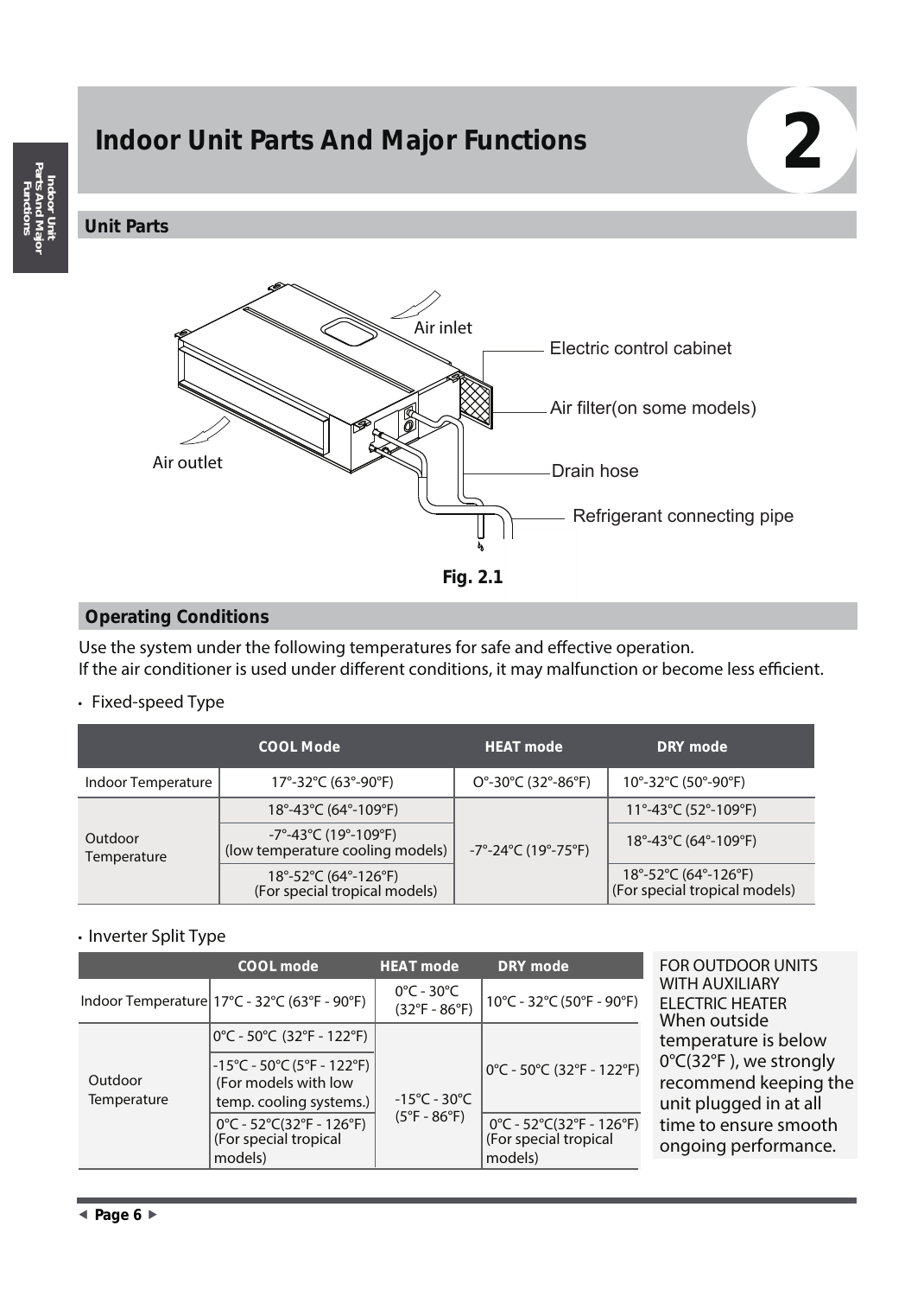# Indoor Unit Parts And Major Functions

## Unit Parts

Air inlet

Electric control cabinet

Air filter(on some models)

Air outlet

Drain hose

Refrigerant connecting pipe

**Fig. 2.1**

## Operating Conditions

Use the system under the following temperatures for safe and effective operation.
If the air conditioner is used under different conditions, it may malfunction or become less efficient.

- Fixed-speed Type

| | COOL Mode | HEAT mode | DRY mode |
|---|---|---|---|
| Indoor Temperature | 17°-32°C (63°-90°F) | O°-30°C (32°-86°F) | 10°-32°C (50°-90°F) |
| Outdoor Temperature | 18°-43°C (64°-109°F) | -7°-24°C (19°-75°F) | 11°-43°C (52°-109°F) |
| | -7°-43°C (19°-109°F) (low temperature cooling models) | | 18°-43°C (64°-109°F) |
| | 18°-52°C (64°-126°F) (For special tropical models) | | 18°-52°C (64°-126°F) (For special tropical models) |

- Inverter Split Type

| | COOL mode | HEAT mode | DRY mode |
|---|---|---|---|
| Indoor Temperature | 17°C - 32°C (63°F - 90°F) | 0°C - 30°C (32°F - 86°F) | 10°C - 32°C (50°F - 90°F) |
| Outdoor Temperature | 0°C - 50°C (32°F - 122°F) | -15°C - 30°C (5°F - 86°F) | 0°C - 50°C (32°F - 122°F) |
| | -15°C - 50°C (5°F - 122°F) (For models with low temp. cooling systems.) | | |
| | 0°C - 52°C(32°F - 126°F) (For special tropical models) | | 0°C - 52°C(32°F - 126°F) (For special tropical models) |

FOR OUTDOOR UNITS WITH AUXILIARY ELECTRIC HEATER
When outside temperature is below 0°C(32°F ), we strongly recommend keeping the unit plugged in at all time to ensure smooth ongoing performance.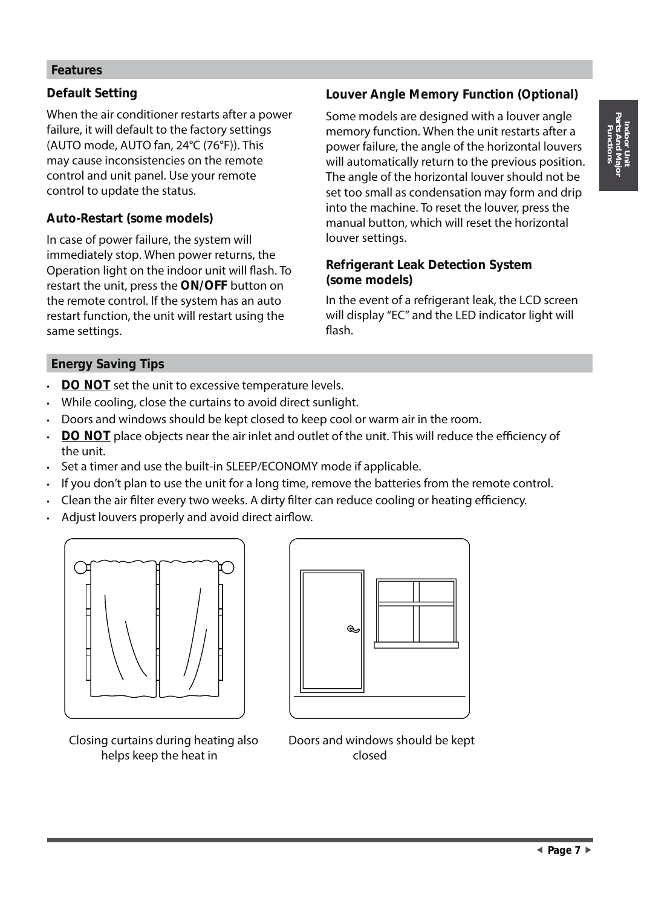## Features

### Default Setting

When the air conditioner restarts after a power failure, it will default to the factory settings (AUTO mode, AUTO fan, 24°C (76°F)). This may cause inconsistencies on the remote control and unit panel. Use your remote control to update the status.

### Auto-Restart (some models)

In case of power failure, the system will immediately stop. When power returns, the Operation light on the indoor unit will flash. To restart the unit, press the **ON/OFF** button on the remote control. If the system has an auto restart function, the unit will restart using the same settings.

### Louver Angle Memory Function (Optional)

Some models are designed with a louver angle memory function. When the unit restarts after a power failure, the angle of the horizontal louvers will automatically return to the previous position. The angle of the horizontal louver should not be set too small as condensation may form and drip into the machine. To reset the louver, press the manual button, which will reset the horizontal louver settings.

### Refrigerant Leak Detection System (some models)

In the event of a refrigerant leak, the LCD screen will display “EC” and the LED indicator light will flash.

## Energy Saving Tips

- **DO NOT** set the unit to excessive temperature levels.
- While cooling, close the curtains to avoid direct sunlight.
- Doors and windows should be kept closed to keep cool or warm air in the room.
- **DO NOT** place objects near the air inlet and outlet of the unit. This will reduce the efficiency of the unit.
- Set a timer and use the built-in SLEEP/ECONOMY mode if applicable.
- If you don’t plan to use the unit for a long time, remove the batteries from the remote control.
- Clean the air filter every two weeks. A dirty filter can reduce cooling or heating efficiency.
- Adjust louvers properly and avoid direct airflow.

Closing curtains during heating also helps keep the heat in

Doors and windows should be kept closed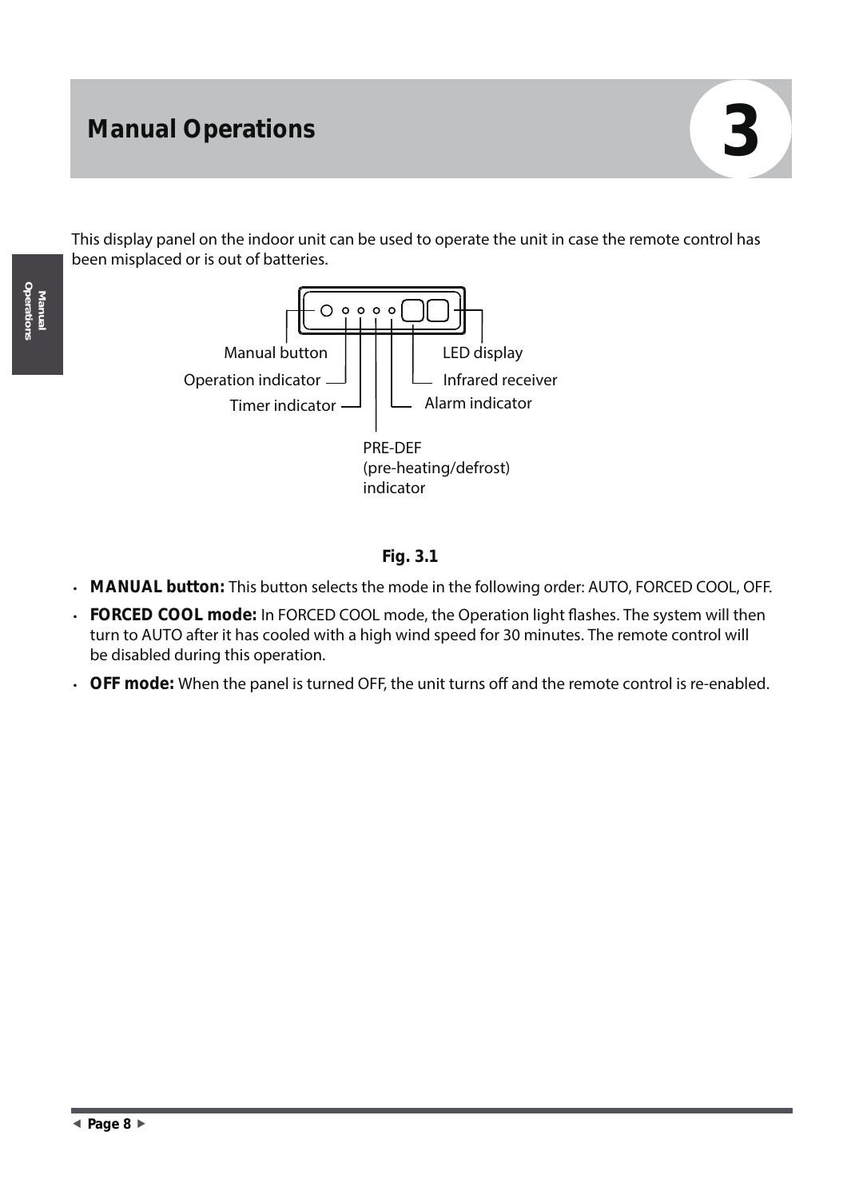# Manual Operations

## 3

This display panel on the indoor unit can be used to operate the unit in case the remote control has been misplaced or is out of batteries.

Manual button

Operation indicator

Timer indicator

PRE-DEF (pre-heating/defrost) indicator

Alarm indicator

Infrared receiver

LED display

**Fig. 3.1**

- **MANUAL button:** This button selects the mode in the following order: AUTO, FORCED COOL, OFF.
- **FORCED COOL mode:** In FORCED COOL mode, the Operation light flashes. The system will then turn to AUTO after it has cooled with a high wind speed for 30 minutes. The remote control will be disabled during this operation.
- **OFF mode:** When the panel is turned OFF, the unit turns off and the remote control is re-enabled.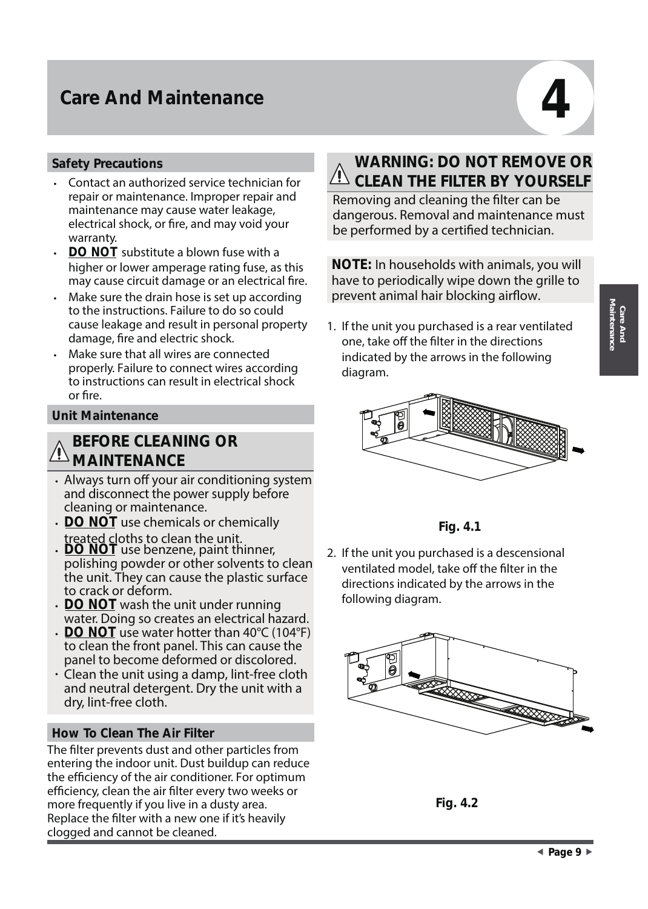# Care And Maintenance

## Safety Precautions

- Contact an authorized service technician for repair or maintenance. Improper repair and maintenance may cause water leakage, electrical shock, or fire, and may void your warranty.
- **DO NOT** substitute a blown fuse with a higher or lower amperage rating fuse, as this may cause circuit damage or an electrical fire.
- Make sure the drain hose is set up according to the instructions. Failure to do so could cause leakage and result in personal property damage, fire and electric shock.
- Make sure that all wires are connected properly. Failure to connect wires according to instructions can result in electrical shock or fire.

## Unit Maintenance

### ⚠ BEFORE CLEANING OR MAINTENANCE

- Always turn off your air conditioning system and disconnect the power supply before cleaning or maintenance.
- **DO NOT** use chemicals or chemically treated cloths to clean the unit.
- **DO NOT** use benzene, paint thinner, polishing powder or other solvents to clean the unit. They can cause the plastic surface to crack or deform.
- **DO NOT** wash the unit under running water. Doing so creates an electrical hazard.
- **DO NOT** use water hotter than 40°C (104°F) to clean the front panel. This can cause the panel to become deformed or discolored.
- Clean the unit using a damp, lint-free cloth and neutral detergent. Dry the unit with a dry, lint-free cloth.

## How To Clean The Air Filter

The filter prevents dust and other particles from entering the indoor unit. Dust buildup can reduce the efficiency of the air conditioner. For optimum efficiency, clean the air filter every two weeks or more frequently if you live in a dusty area. Replace the filter with a new one if it's heavily clogged and cannot be cleaned.

### ⚠ WARNING: DO NOT REMOVE OR CLEAN THE FILTER BY YOURSELF

Removing and cleaning the filter can be dangerous. Removal and maintenance must be performed by a certified technician.

**NOTE:** In households with animals, you will have to periodically wipe down the grille to prevent animal hair blocking airflow.

1. If the unit you purchased is a rear ventilated one, take off the filter in the directions indicated by the arrows in the following diagram.

Fig. 4.1

2. If the unit you purchased is a descensional ventilated model, take off the filter in the directions indicated by the arrows in the following diagram.

Fig. 4.2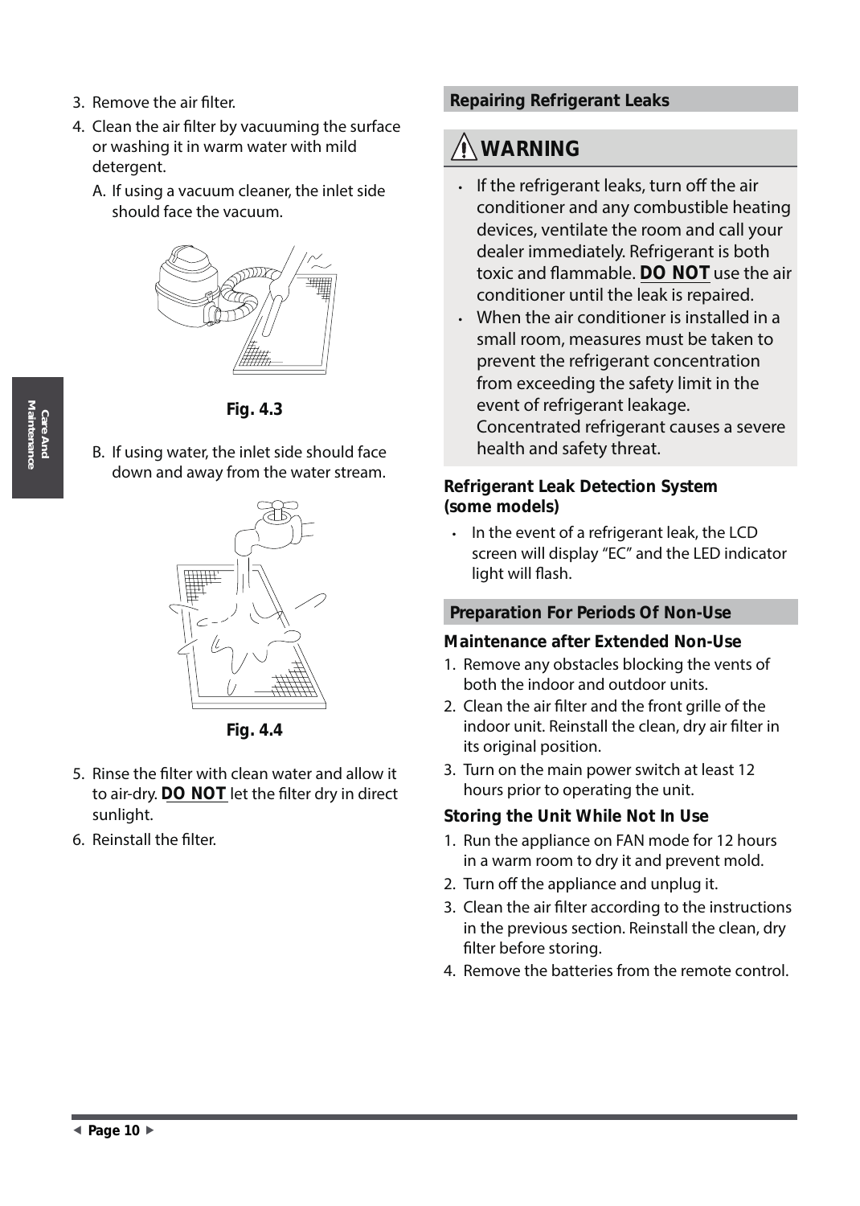3. Remove the air filter.
4. Clean the air filter by vacuuming the surface or washing it in warm water with mild detergent.
   A. If using a vacuum cleaner, the inlet side should face the vacuum.

Fig. 4.3

   B. If using water, the inlet side should face down and away from the water stream.

Fig. 4.4

5. Rinse the filter with clean water and allow it to air-dry. **DO NOT** let the filter dry in direct sunlight.
6. Reinstall the filter.

## Repairing Refrigerant Leaks

### ⚠ WARNING

- If the refrigerant leaks, turn off the air conditioner and any combustible heating devices, ventilate the room and call your dealer immediately. Refrigerant is both toxic and flammable. **DO NOT** use the air conditioner until the leak is repaired.
- When the air conditioner is installed in a small room, measures must be taken to prevent the refrigerant concentration from exceeding the safety limit in the event of refrigerant leakage. Concentrated refrigerant causes a severe health and safety threat.

### Refrigerant Leak Detection System (some models)

- In the event of a refrigerant leak, the LCD screen will display "EC" and the LED indicator light will flash.

## Preparation For Periods Of Non-Use

### Maintenance after Extended Non-Use

1. Remove any obstacles blocking the vents of both the indoor and outdoor units.
2. Clean the air filter and the front grille of the indoor unit. Reinstall the clean, dry air filter in its original position.
3. Turn on the main power switch at least 12 hours prior to operating the unit.

### Storing the Unit While Not In Use

1. Run the appliance on FAN mode for 12 hours in a warm room to dry it and prevent mold.
2. Turn off the appliance and unplug it.
3. Clean the air filter according to the instructions in the previous section. Reinstall the clean, dry filter before storing.
4. Remove the batteries from the remote control.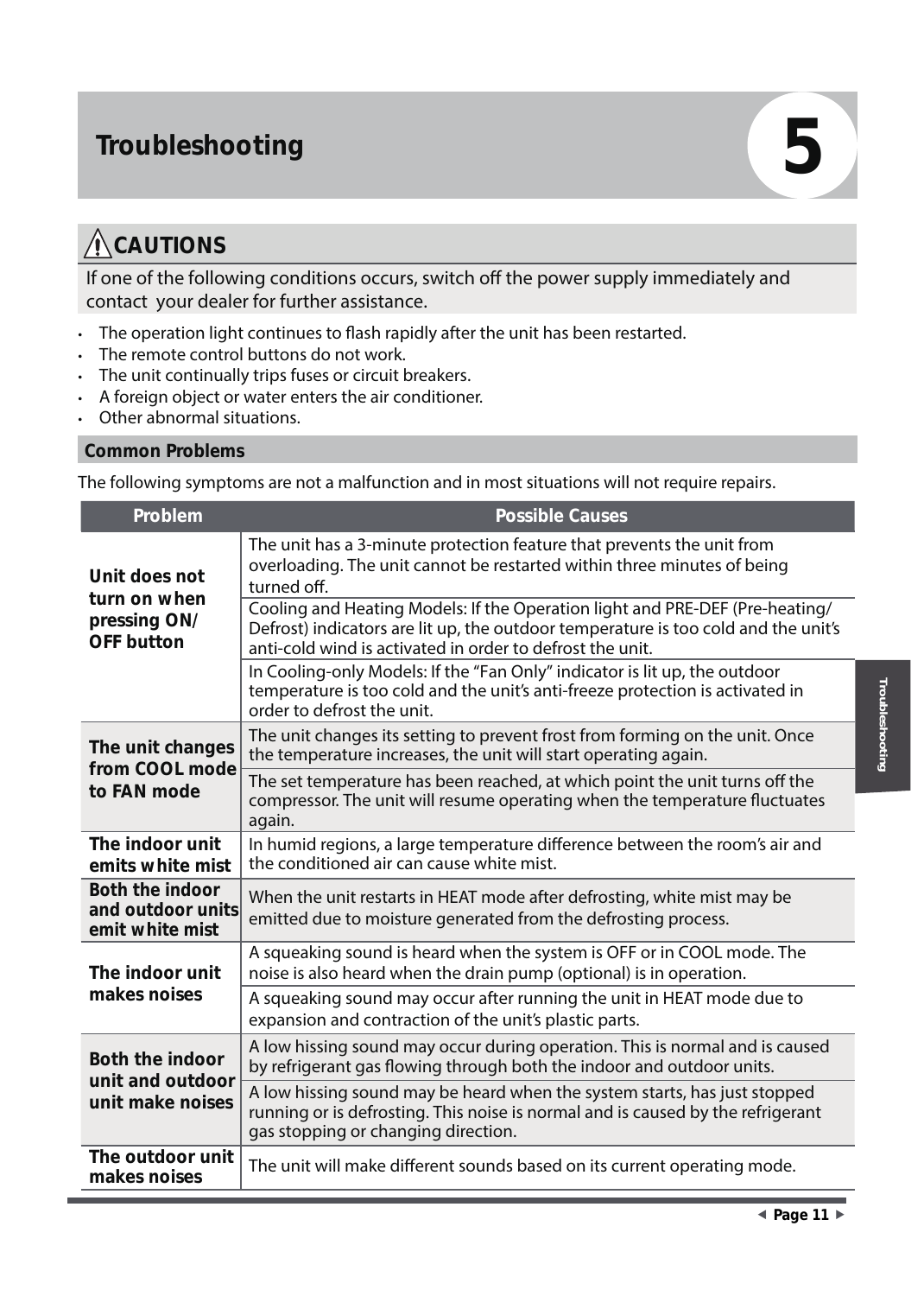# 5 Troubleshooting

## ⚠ CAUTIONS

If one of the following conditions occurs, switch off the power supply immediately and contact your dealer for further assistance.

- The operation light continues to flash rapidly after the unit has been restarted.
- The remote control buttons do not work.
- The unit continually trips fuses or circuit breakers.
- A foreign object or water enters the air conditioner.
- Other abnormal situations.

### Common Problems

The following symptoms are not a malfunction and in most situations will not require repairs.

| Problem | Possible Causes |
|---|---|
| **Unit does not turn on when pressing ON/ OFF button** | The unit has a 3-minute protection feature that prevents the unit from overloading. The unit cannot be restarted within three minutes of being turned off. |
| | Cooling and Heating Models: If the Operation light and PRE-DEF (Pre-heating/ Defrost) indicators are lit up, the outdoor temperature is too cold and the unit's anti-cold wind is activated in order to defrost the unit. |
| | In Cooling-only Models: If the "Fan Only" indicator is lit up, the outdoor temperature is too cold and the unit's anti-freeze protection is activated in order to defrost the unit. |
| **The unit changes from COOL mode to FAN mode** | The unit changes its setting to prevent frost from forming on the unit. Once the temperature increases, the unit will start operating again. |
| | The set temperature has been reached, at which point the unit turns off the compressor. The unit will resume operating when the temperature fluctuates again. |
| **The indoor unit emits white mist** | In humid regions, a large temperature difference between the room's air and the conditioned air can cause white mist. |
| **Both the indoor and outdoor units emit white mist** | When the unit restarts in HEAT mode after defrosting, white mist may be emitted due to moisture generated from the defrosting process. |
| **The indoor unit makes noises** | A squeaking sound is heard when the system is OFF or in COOL mode. The noise is also heard when the drain pump (optional) is in operation. |
| | A squeaking sound may occur after running the unit in HEAT mode due to expansion and contraction of the unit's plastic parts. |
| **Both the indoor unit and outdoor unit make noises** | A low hissing sound may occur during operation. This is normal and is caused by refrigerant gas flowing through both the indoor and outdoor units. |
| | A low hissing sound may be heard when the system starts, has just stopped running or is defrosting. This noise is normal and is caused by the refrigerant gas stopping or changing direction. |
| **The outdoor unit makes noises** | The unit will make different sounds based on its current operating mode. |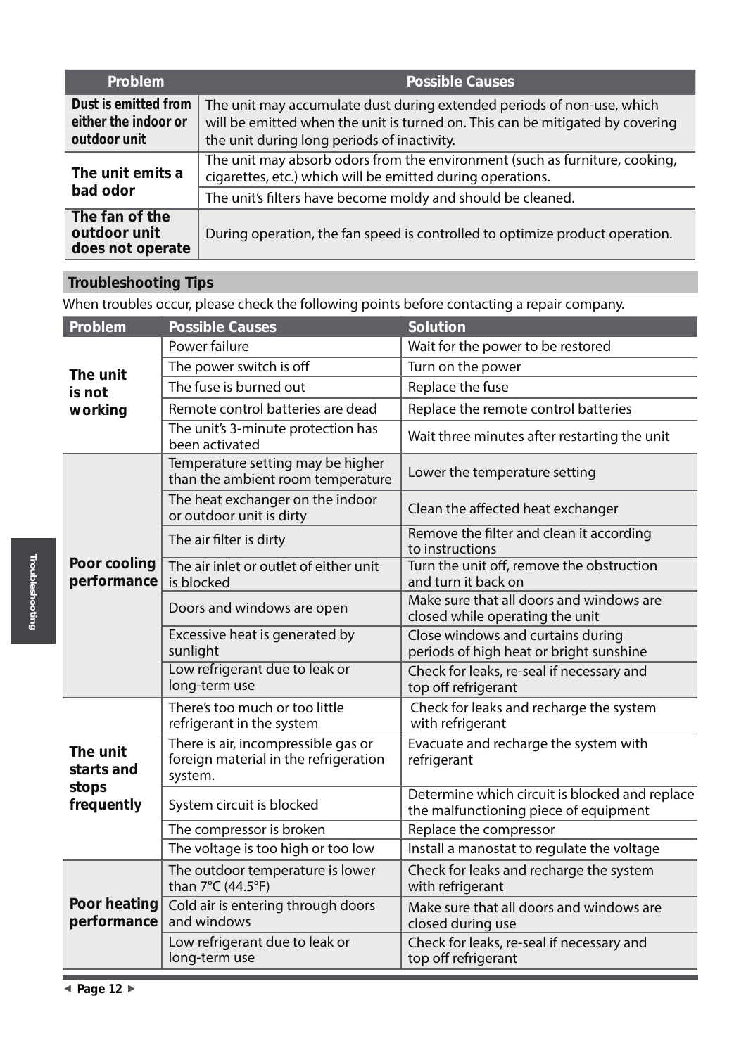| Problem | Possible Causes |
|---|---|
| **Dust is emitted from either the indoor or outdoor unit** | The unit may accumulate dust during extended periods of non-use, which will be emitted when the unit is turned on. This can be mitigated by covering the unit during long periods of inactivity. |
| **The unit emits a bad odor** | The unit may absorb odors from the environment (such as furniture, cooking, cigarettes, etc.) which will be emitted during operations. |
| | The unit's filters have become moldy and should be cleaned. |
| **The fan of the outdoor unit does not operate** | During operation, the fan speed is controlled to optimize product operation. |

## Troubleshooting Tips

When troubles occur, please check the following points before contacting a repair company.

| Problem | Possible Causes | Solution |
|---|---|---|
| **The unit is not working** | Power failure | Wait for the power to be restored |
| | The power switch is off | Turn on the power |
| | The fuse is burned out | Replace the fuse |
| | Remote control batteries are dead | Replace the remote control batteries |
| | The unit's 3-minute protection has been activated | Wait three minutes after restarting the unit |
| **Poor cooling performance** | Temperature setting may be higher than the ambient room temperature | Lower the temperature setting |
| | The heat exchanger on the indoor or outdoor unit is dirty | Clean the affected heat exchanger |
| | The air filter is dirty | Remove the filter and clean it according to instructions |
| | The air inlet or outlet of either unit is blocked | Turn the unit off, remove the obstruction and turn it back on |
| | Doors and windows are open | Make sure that all doors and windows are closed while operating the unit |
| | Excessive heat is generated by sunlight | Close windows and curtains during periods of high heat or bright sunshine |
| | Low refrigerant due to leak or long-term use | Check for leaks, re-seal if necessary and top off refrigerant |
| **The unit starts and stops frequently** | There's too much or too little refrigerant in the system | Check for leaks and recharge the system with refrigerant |
| | There is air, incompressible gas or foreign material in the refrigeration system. | Evacuate and recharge the system with refrigerant |
| | System circuit is blocked | Determine which circuit is blocked and replace the malfunctioning piece of equipment |
| | The compressor is broken | Replace the compressor |
| | The voltage is too high or too low | Install a manostat to regulate the voltage |
| **Poor heating performance** | The outdoor temperature is lower than 7°C (44.5°F) | Check for leaks and recharge the system with refrigerant |
| | Cold air is entering through doors and windows | Make sure that all doors and windows are closed during use |
| | Low refrigerant due to leak or long-term use | Check for leaks, re-seal if necessary and top off refrigerant |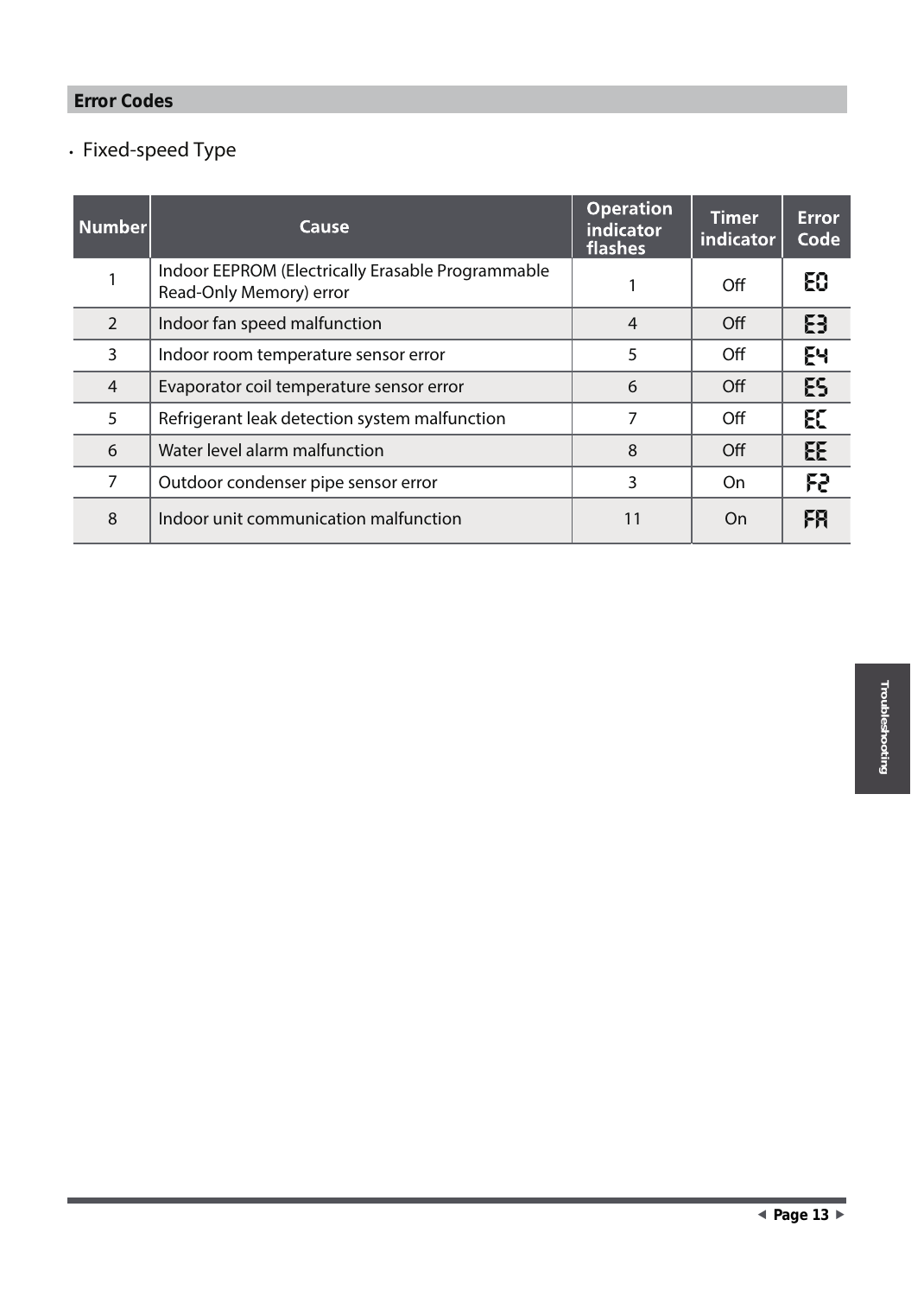## Error Codes

- Fixed-speed Type

| Number | Cause | Operation indicator flashes | Timer indicator | Error Code |
|---|---|---|---|---|
| 1 | Indoor EEPROM (Electrically Erasable Programmable Read-Only Memory) error | 1 | Off | E0 |
| 2 | Indoor fan speed malfunction | 4 | Off | E3 |
| 3 | Indoor room temperature sensor error | 5 | Off | E4 |
| 4 | Evaporator coil temperature sensor error | 6 | Off | E5 |
| 5 | Refrigerant leak detection system malfunction | 7 | Off | EC |
| 6 | Water level alarm malfunction | 8 | Off | EE |
| 7 | Outdoor condenser pipe sensor error | 3 | On | F2 |
| 8 | Indoor unit communication malfunction | 11 | On | FA |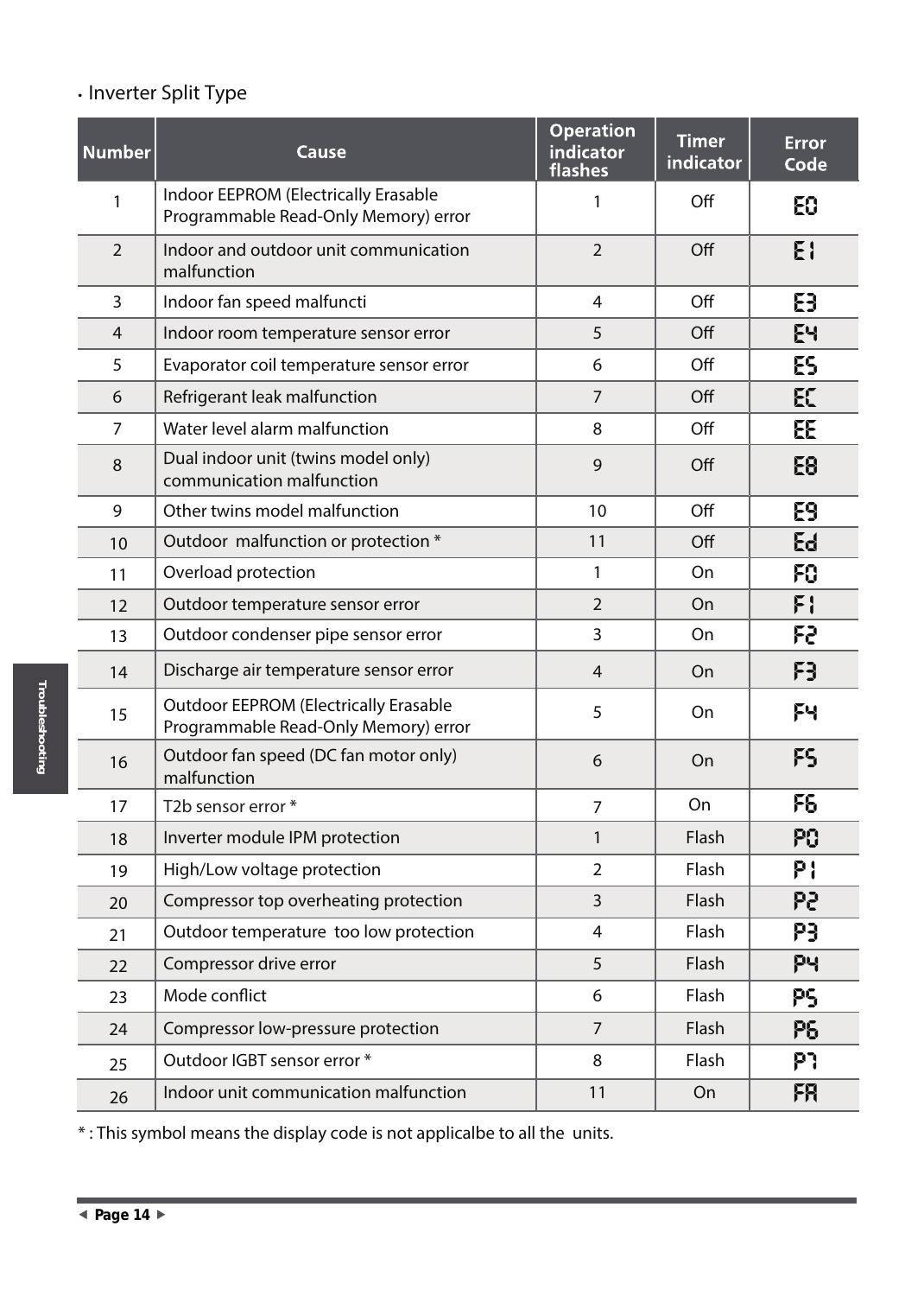- Inverter Split Type

| Number | Cause | Operation indicator flashes | Timer indicator | Error Code |
|---|---|---|---|---|
| 1 | Indoor EEPROM (Electrically Erasable Programmable Read-Only Memory) error | 1 | Off | E0 |
| 2 | Indoor and outdoor unit communication malfunction | 2 | Off | E1 |
| 3 | Indoor fan speed malfuncti | 4 | Off | E3 |
| 4 | Indoor room temperature sensor error | 5 | Off | E4 |
| 5 | Evaporator coil temperature sensor error | 6 | Off | E5 |
| 6 | Refrigerant leak malfunction | 7 | Off | EC |
| 7 | Water level alarm malfunction | 8 | Off | EE |
| 8 | Dual indoor unit (twins model only) communication malfunction | 9 | Off | E8 |
| 9 | Other twins model malfunction | 10 | Off | E9 |
| 10 | Outdoor malfunction or protection * | 11 | Off | Ed |
| 11 | Overload protection | 1 | On | F0 |
| 12 | Outdoor temperature sensor error | 2 | On | F1 |
| 13 | Outdoor condenser pipe sensor error | 3 | On | F2 |
| 14 | Discharge air temperature sensor error | 4 | On | F3 |
| 15 | Outdoor EEPROM (Electrically Erasable Programmable Read-Only Memory) error | 5 | On | F4 |
| 16 | Outdoor fan speed (DC fan motor only) malfunction | 6 | On | F5 |
| 17 | T2b sensor error * | 7 | On | F6 |
| 18 | Inverter module IPM protection | 1 | Flash | P0 |
| 19 | High/Low voltage protection | 2 | Flash | P1 |
| 20 | Compressor top overheating protection | 3 | Flash | P2 |
| 21 | Outdoor temperature too low protection | 4 | Flash | P3 |
| 22 | Compressor drive error | 5 | Flash | P4 |
| 23 | Mode conflict | 6 | Flash | P5 |
| 24 | Compressor low-pressure protection | 7 | Flash | P6 |
| 25 | Outdoor IGBT sensor error * | 8 | Flash | P7 |
| 26 | Indoor unit communication malfunction | 11 | On | FA |

* : This symbol means the display code is not applicalbe to all the units.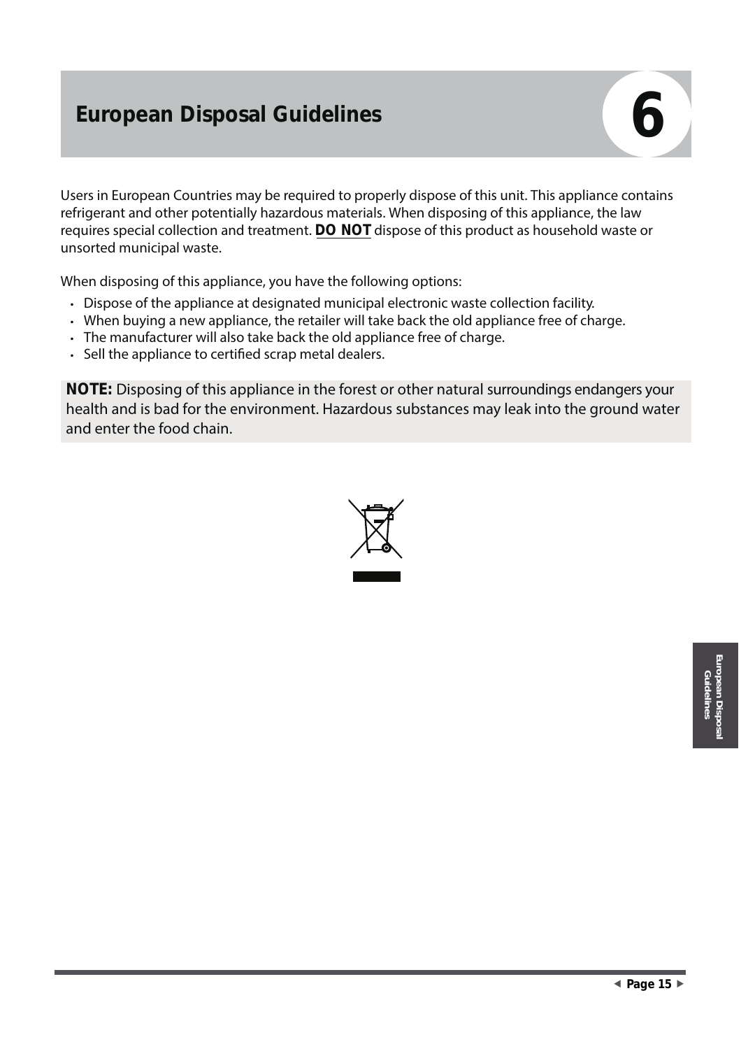# European Disposal Guidelines

Users in European Countries may be required to properly dispose of this unit. This appliance contains refrigerant and other potentially hazardous materials. When disposing of this appliance, the law requires special collection and treatment. **DO NOT** dispose of this product as household waste or unsorted municipal waste.

When disposing of this appliance, you have the following options:

- Dispose of the appliance at designated municipal electronic waste collection facility.
- When buying a new appliance, the retailer will take back the old appliance free of charge.
- The manufacturer will also take back the old appliance free of charge.
- Sell the appliance to certified scrap metal dealers.

**NOTE:** Disposing of this appliance in the forest or other natural surroundings endangers your health and is bad for the environment. Hazardous substances may leak into the ground water and enter the food chain.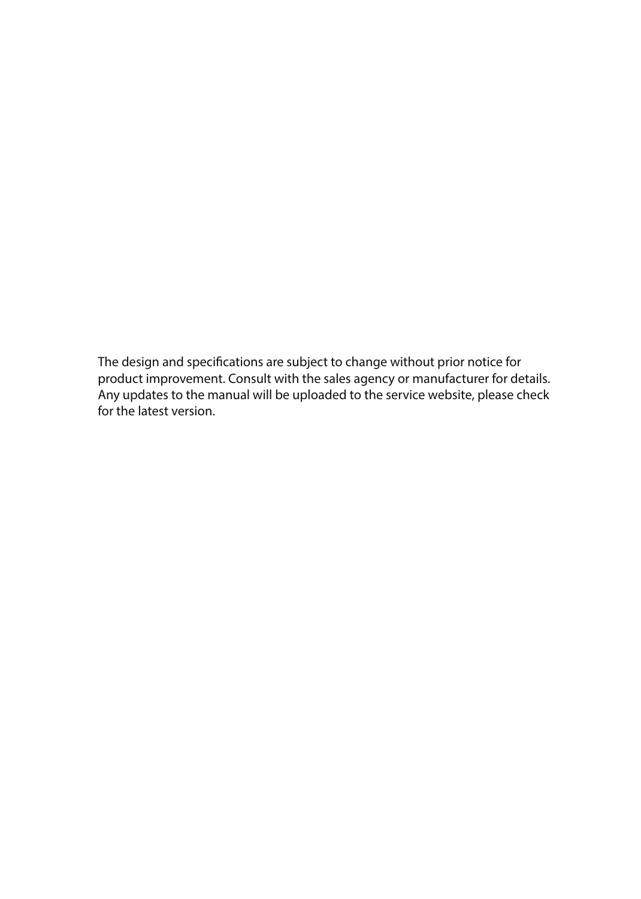The design and specifications are subject to change without prior notice for product improvement. Consult with the sales agency or manufacturer for details. Any updates to the manual will be uploaded to the service website, please check for the latest version.